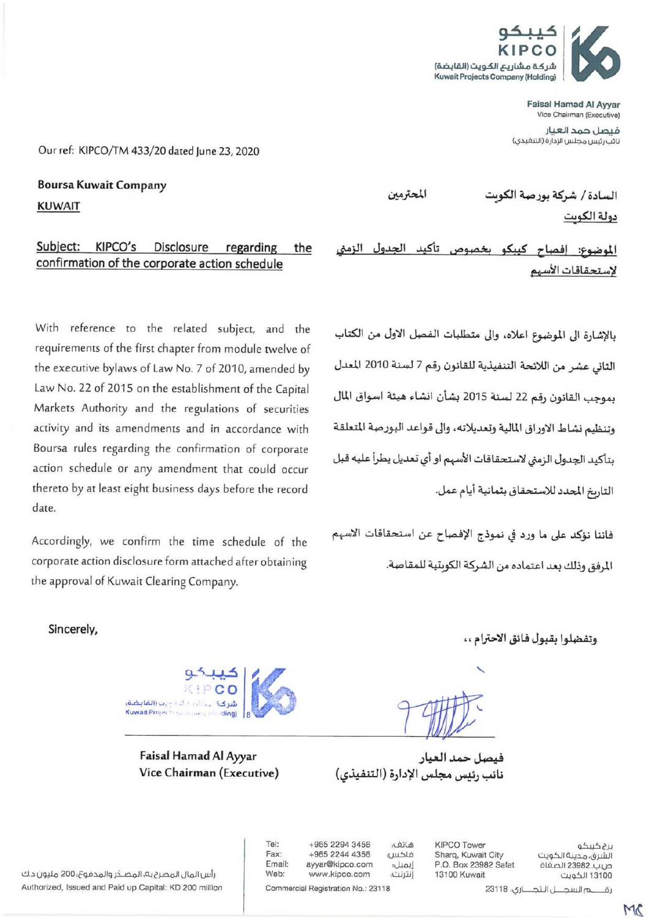كيبكو
KIPCO
شركة مشاريع الكويت (القابضة)
Kuwait Projects Company (Holding)

**Faisal Hamad Al Ayyar**
Vice Chairman (Executive)

فيصل حمد العيار
نائب رئيس مجلس الإدارة (التنفيذي)

Our ref: KIPCO/TM 433/20 dated June 23, 2020

**Boursa Kuwait Company**
**KUWAIT**

السادة / شركة بورصة الكويت المحترمين
دولة الكويت

**Subject: KIPCO's Disclosure regarding the confirmation of the corporate action schedule**

**الموضوع: إفصاح كيبكو بخصوص تأكيد الجدول الزمني لإستحقاقات الأسهم**

With reference to the related subject, and the requirements of the first chapter from module twelve of the executive bylaws of Law No. 7 of 2010, amended by Law No. 22 of 2015 on the establishment of the Capital Markets Authority and the regulations of securities activity and its amendments and in accordance with Boursa rules regarding the confirmation of corporate action schedule or any amendment that could occur thereto by at least eight business days before the record date.

Accordingly, we confirm the time schedule of the corporate action disclosure form attached after obtaining the approval of Kuwait Clearing Company.

بالإشارة الى الموضوع اعلاه، والى متطلبات الفصل الاول من الكتاب الثاني عشر من اللائحة التنفيذية للقانون رقم 7 لسنة 2010 المعدل بموجب القانون رقم 22 لسنة 2015 بشأن انشاء هيئة اسواق المال وتنظيم نشاط الاوراق المالية وتعديلاته، والى قواعد البورصة المتعلقة بتأكيد الجدول الزمني لاستحقاقات الأسهم او أي تعديل يطرأ عليه قبل التاريخ المحدد للاستحقاق بثمانية أيام عمل.

فاننا نؤكد على ما ورد في نموذج الإفصاح عن استحقاقات الاسهم المرفق وذلك بعد اعتماده من الشركة الكويتية للمقاصة.

Sincerely,

وتفضلوا بقبول فائق الاحترام ،،

**Faisal Hamad Al Ayyar**
**Vice Chairman (Executive)**

**فيصل حمد العيار**
**نائب رئيس مجلس الإدارة (التنفيذي)**

Tel: +965 2294 3456 :هاتف
Fax: +965 2244 4356 :فاكس
Email: ayyar@kipco.com :إيميل
Web: www.kipco.com :إنترنت
Commercial Registration No.: 23118

KIPCO Tower
Sharq, Kuwait City
P.O. Box 23982 Safat
13100 Kuwait

برج كيبكو
الشرق، مدينة الكويت
ص.ب 23982 الصفاة
13100 الكويت
رقم السجل التجاري: 23118

رأس المال المصرح به، المصدر والمدفوع: 200 مليون د.ك
Authorized, Issued and Paid up Capital: KD 200 million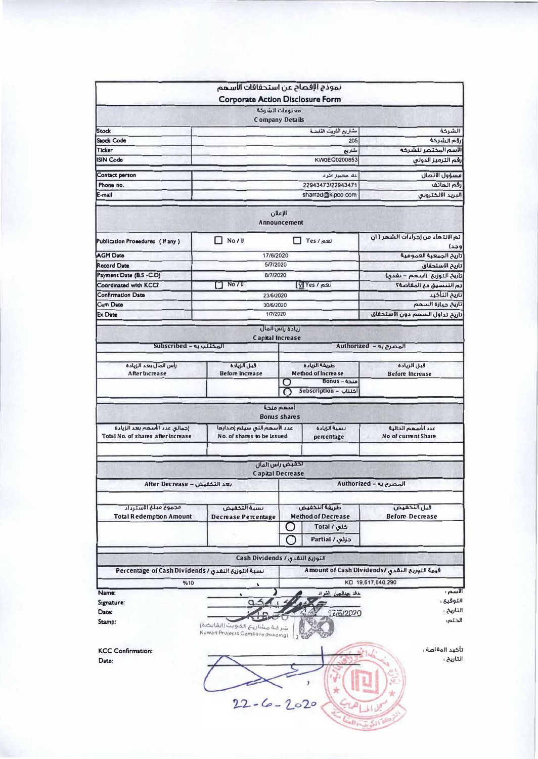# نموذج الإفصاح عن استحقاقات الأسهم
# Corporate Action Disclosure Form

## معلومات الشركة / Company Details

| | | |
|---|---|---|
| Stock | مشاريع الكويت القابضة | الشركة |
| Stock Code | 205 | رقم الشركة |
| Ticker | مشاريع | الاسم المختصر للشركة |
| ISIN Code | KW0EQ0200653 | رقم الترميز الدولي |
| Contact person | خالد عبدالجبار الشراد | مسؤول الاتصال |
| Phone no. | 22943473/22943471 | رقم الهاتف |
| E-mail | sharrad@kipco.com | البريد الالكتروني |

## الإعلان / Announcement

| | | | |
|---|---|---|---|
| Publication Procedures (If any) | ☐ No / لا | ☐ Yes / نعم | تم الانتهاء من إجراءات الشهر (إن وجد) |
| AGM Date | 17/6/2020 | | تاريخ الجمعية العمومية |
| Record Date | 5/7/2020 | | تاريخ الاستحقاق |
| Payment Date (B.S -C.D) | 8/7/2020 | | تاريخ التوزيع (اسهم - نقدي) |
| Coordinated with KCC? | ☐ No / لا | ☒ Yes / نعم | تم التنسيق مع المقاصة؟ |
| Confirmation Date | 23/6/2020 | | تاريخ التأكيد |
| Cum Date | 30/6/2020 | | تاريخ حيازة السهم |
| Ex Date | 1/7/2020 | | تاريخ تداول السهم دون الاستحقاق |

## زيادة رأس المال / Capital Increase

| Subscribed - المكتتب به | | Authorized - المصرح به | |
|---|---|---|---|
| رأس المال بعد الزيادة After Increase | قبل الزيادة Before Increase | طريقة الزيادة Method of Increase | قبل الزيادة Before Increase |
| | | ○ Bonus - منحة | |
| | | ○ Subscription - اكتتاب | |

## أسهم منحة / Bonus shares

| إجمالي عدد الأسهم بعد الزيادة Total No. of shares after Increase | عدد الأسهم التي سيتم إصدارها No. of shares to be issued | نسبة الزيادة percentage | عدد الأسهم الحالية No of current Share |
|---|---|---|---|
| | | | |

## تخفيض رأس المال / Capital Decrease

| After Decrease - بعد التخفيض | | Authorized - المصرح به | |
|---|---|---|---|
| مجموع مبلغ الاسترداد Total Redemption Amount | نسبة التخفيض Decrease Percentage | طريقة التخفيض Method of Decrease | قبل التخفيض Before Decrease |
| | | ○ Total / كلي | |
| | | ○ Partial / جزئي | |

## التوزيع النقدي / Cash Dividends

| Percentage of Cash Dividends / نسبة التوزيع النقدي | Amount of Cash Dividends / قيمة التوزيع النقدي |
|---|---|
| %10 | KD 19,617,640,290 |

| | | |
|---|---|---|
| Name: | خالد عبدالجبار الشراد | الاسم: |
| Signature: | | التوقيع: |
| Date: | 17/6/2020 | التاريخ: |
| Stamp: | شركة مشاريع الكويت (القابضة) Kuwait Projects Company (Holding) | الختم: |

| | | |
|---|---|---|
| KCC Confirmation: | | تأكيد المقاصة: |
| Date: | 22-6-2020 | التاريخ: |